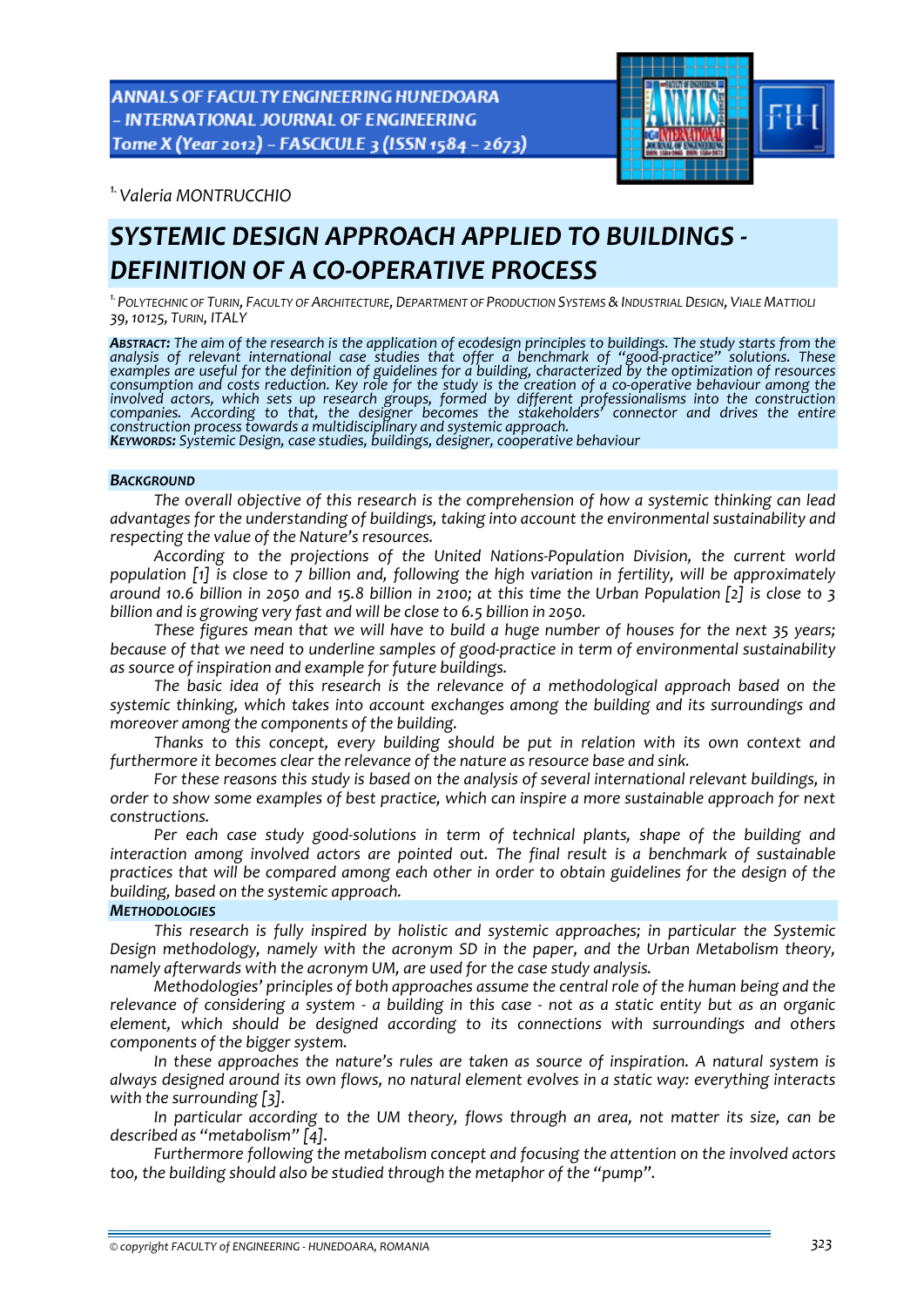[1.] Valeria MONTRUCCHIO

# SYSTEMIC DESIGN APPROACH APPLIED TO BUILDINGS - DEFINITION OF A CO-OPERATIVE PROCESS

[1.] POLYTECHNIC OF TURIN, FACULTY OF ARCHITECTURE, DEPARTMENT OF PRODUCTION SYSTEMS & INDUSTRIAL DESIGN, VIALE MATTIOLI 39, 10125, TURIN, ITALY

***ABSTRACT:*** *The aim of the research is the application of ecodesign principles to buildings. The study starts from the analysis of relevant international case studies that offer a benchmark of "good-practice" solutions. These examples are useful for the definition of guidelines for a building, characterized by the optimization of resources consumption and costs reduction. Key role for the study is the creation of a co-operative behaviour among the involved actors, which sets up research groups, formed by different professionalisms into the construction companies. According to that, the designer becomes the stakeholders' connector and drives the entire construction process towards a multidisciplinary and systemic approach.*

***KEYWORDS:*** *Systemic Design, case studies, buildings, designer, cooperative behaviour*

## BACKGROUND

The overall objective of this research is the comprehension of how a systemic thinking can lead advantages for the understanding of buildings, taking into account the environmental sustainability and respecting the value of the Nature's resources.

According to the projections of the United Nations-Population Division, the current world population [1] is close to 7 billion and, following the high variation in fertility, will be approximately around 10.6 billion in 2050 and 15.8 billion in 2100; at this time the Urban Population [2] is close to 3 billion and is growing very fast and will be close to 6.5 billion in 2050.

These figures mean that we will have to build a huge number of houses for the next 35 years; because of that we need to underline samples of good-practice in term of environmental sustainability as source of inspiration and example for future buildings.

The basic idea of this research is the relevance of a methodological approach based on the systemic thinking, which takes into account exchanges among the building and its surroundings and moreover among the components of the building.

Thanks to this concept, every building should be put in relation with its own context and furthermore it becomes clear the relevance of the nature as resource base and sink.

For these reasons this study is based on the analysis of several international relevant buildings, in order to show some examples of best practice, which can inspire a more sustainable approach for next constructions.

Per each case study good-solutions in term of technical plants, shape of the building and interaction among involved actors are pointed out. The final result is a benchmark of sustainable practices that will be compared among each other in order to obtain guidelines for the design of the building, based on the systemic approach.

## METHODOLOGIES

This research is fully inspired by holistic and systemic approaches; in particular the Systemic Design methodology, namely with the acronym SD in the paper, and the Urban Metabolism theory, namely afterwards with the acronym UM, are used for the case study analysis.

Methodologies' principles of both approaches assume the central role of the human being and the relevance of considering a system - a building in this case - not as a static entity but as an organic element, which should be designed according to its connections with surroundings and others components of the bigger system.

In these approaches the nature's rules are taken as source of inspiration. A natural system is always designed around its own flows, no natural element evolves in a static way: everything interacts with the surrounding [3].

In particular according to the UM theory, flows through an area, not matter its size, can be described as "metabolism" [4].

Furthermore following the metabolism concept and focusing the attention on the involved actors too, the building should also be studied through the metaphor of the "pump".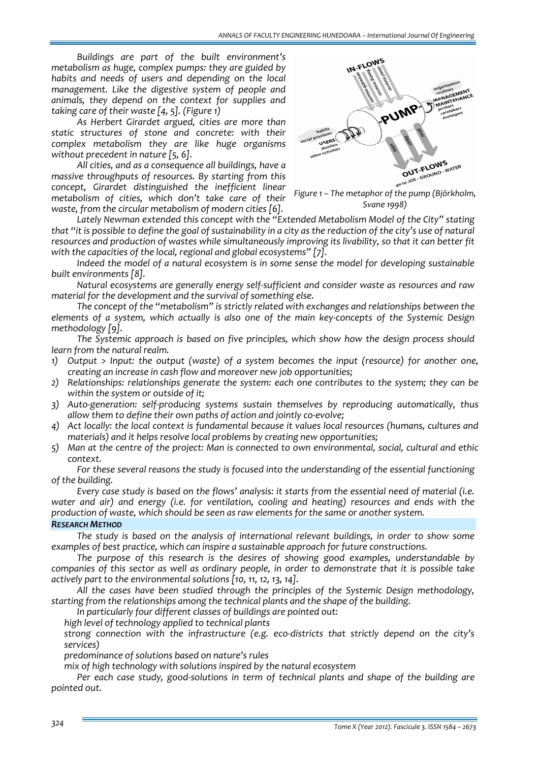*Buildings are part of the built environment's metabolism as huge, complex pumps: they are guided by habits and needs of users and depending on the local management. Like the digestive system of people and animals, they depend on the context for supplies and taking care of their waste [4, 5]. (Figure 1)*

*As Herbert Girardet argued, cities are more than static structures of stone and concrete: with their complex metabolism they are like huge organisms without precedent in nature [5, 6].*

*All cities, and as a consequence all buildings, have a massive throughputs of resources. By starting from this concept, Girardet distinguished the inefficient linear metabolism of cities, which don't take care of their waste, from the circular metabolism of modern cities [6].*

*Figure 1 – The metaphor of the pump (Björkholm, Svane 1998)*

*Lately Newman extended this concept with the "Extended Metabolism Model of the City" stating that "it is possible to define the goal of sustainability in a city as the reduction of the city's use of natural resources and production of wastes while simultaneously improving its livability, so that it can better fit with the capacities of the local, regional and global ecosystems" [7].*

*Indeed the model of a natural ecosystem is in some sense the model for developing sustainable built environments [8].*

*Natural ecosystems are generally energy self-sufficient and consider waste as resources and raw material for the development and the survival of something else.*

*The concept of the "metabolism" is strictly related with exchanges and relationships between the elements of a system, which actually is also one of the main key-concepts of the Systemic Design methodology [9].*

*The Systemic approach is based on five principles, which show how the design process should learn from the natural realm.*

1) *Output > Input: the output (waste) of a system becomes the input (resource) for another one, creating an increase in cash flow and moreover new job opportunities;*
2) *Relationships: relationships generate the system: each one contributes to the system; they can be within the system or outside of it;*
3) *Auto-generation: self-producing systems sustain themselves by reproducing automatically, thus allow them to define their own paths of action and jointly co-evolve;*
4) *Act locally: the local context is fundamental because it values local resources (humans, cultures and materials) and it helps resolve local problems by creating new opportunities;*
5) *Man at the centre of the project: Man is connected to own environmental, social, cultural and ethic context.*

*For these several reasons the study is focused into the understanding of the essential functioning of the building.*

*Every case study is based on the flows' analysis: it starts from the essential need of material (i.e. water and air) and energy (i.e. for ventilation, cooling and heating) resources and ends with the production of waste, which should be seen as raw elements for the same or another system.*

## ***RESEARCH METHOD***

*The study is based on the analysis of international relevant buildings, in order to show some examples of best practice, which can inspire a sustainable approach for future constructions.*

*The purpose of this research is the desires of showing good examples, understandable by companies of this sector as well as ordinary people, in order to demonstrate that it is possible take actively part to the environmental solutions [10, 11, 12, 13, 14].*

*All the cases have been studied through the principles of the Systemic Design methodology, starting from the relationships among the technical plants and the shape of the building.*

*In particularly four different classes of buildings are pointed out:*

*high level of technology applied to technical plants*

*strong connection with the infrastructure (e.g. eco-districts that strictly depend on the city's services)*

*predominance of solutions based on nature's rules*

*mix of high technology with solutions inspired by the natural ecosystem*

*Per each case study, good-solutions in term of technical plants and shape of the building are pointed out.*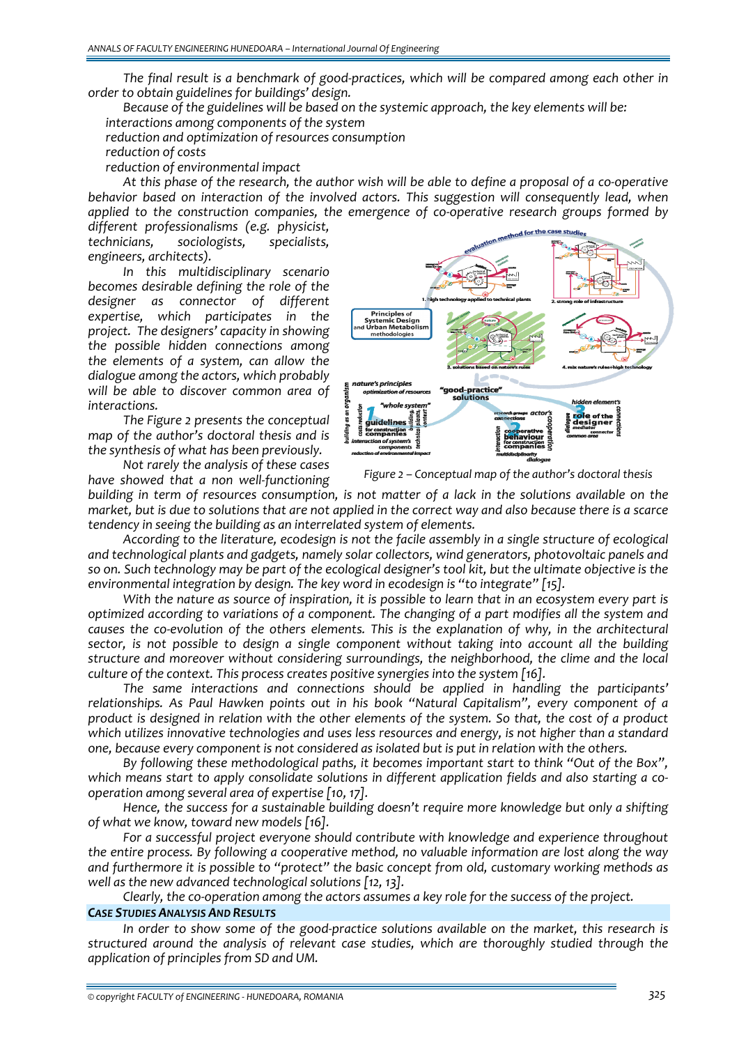*The final result is a benchmark of good-practices, which will be compared among each other in order to obtain guidelines for buildings' design.*

*Because of the guidelines will be based on the systemic approach, the key elements will be:*

*interactions among components of the system*

*reduction and optimization of resources consumption*

*reduction of costs*

*reduction of environmental impact*

*At this phase of the research, the author wish will be able to define a proposal of a co-operative behavior based on interaction of the involved actors. This suggestion will consequently lead, when applied to the construction companies, the emergence of co-operative research groups formed by different professionalisms (e.g. physicist, technicians, sociologists, specialists, engineers, architects).*

*In this multidisciplinary scenario becomes desirable defining the role of the designer as connector of different expertise, which participates in the project. The designers' capacity in showing the possible hidden connections among the elements of a system, can allow the dialogue among the actors, which probably will be able to discover common area of interactions.*

*The Figure 2 presents the conceptual map of the author's doctoral thesis and is the synthesis of what has been previously.*

*Figure 2 – Conceptual map of the author's doctoral thesis*

*Not rarely the analysis of these cases have showed that a non well-functioning building in term of resources consumption, is not matter of a lack in the solutions available on the market, but is due to solutions that are not applied in the correct way and also because there is a scarce tendency in seeing the building as an interrelated system of elements.*

*According to the literature, ecodesign is not the facile assembly in a single structure of ecological and technological plants and gadgets, namely solar collectors, wind generators, photovoltaic panels and so on. Such technology may be part of the ecological designer's tool kit, but the ultimate objective is the environmental integration by design. The key word in ecodesign is "to integrate" [15].*

*With the nature as source of inspiration, it is possible to learn that in an ecosystem every part is optimized according to variations of a component. The changing of a part modifies all the system and causes the co-evolution of the others elements. This is the explanation of why, in the architectural sector, is not possible to design a single component without taking into account all the building structure and moreover without considering surroundings, the neighborhood, the clime and the local culture of the context. This process creates positive synergies into the system [16].*

*The same interactions and connections should be applied in handling the participants' relationships. As Paul Hawken points out in his book "Natural Capitalism", every component of a product is designed in relation with the other elements of the system. So that, the cost of a product which utilizes innovative technologies and uses less resources and energy, is not higher than a standard one, because every component is not considered as isolated but is put in relation with the others.*

*By following these methodological paths, it becomes important start to think "Out of the Box", which means start to apply consolidate solutions in different application fields and also starting a co-operation among several area of expertise [10, 17].*

*Hence, the success for a sustainable building doesn't require more knowledge but only a shifting of what we know, toward new models [16].*

*For a successful project everyone should contribute with knowledge and experience throughout the entire process. By following a cooperative method, no valuable information are lost along the way and furthermore it is possible to "protect" the basic concept from old, customary working methods as well as the new advanced technological solutions [12, 13].*

*Clearly, the co-operation among the actors assumes a key role for the success of the project.*

## CASE STUDIES ANALYSIS AND RESULTS

*In order to show some of the good-practice solutions available on the market, this research is structured around the analysis of relevant case studies, which are thoroughly studied through the application of principles from SD and UM.*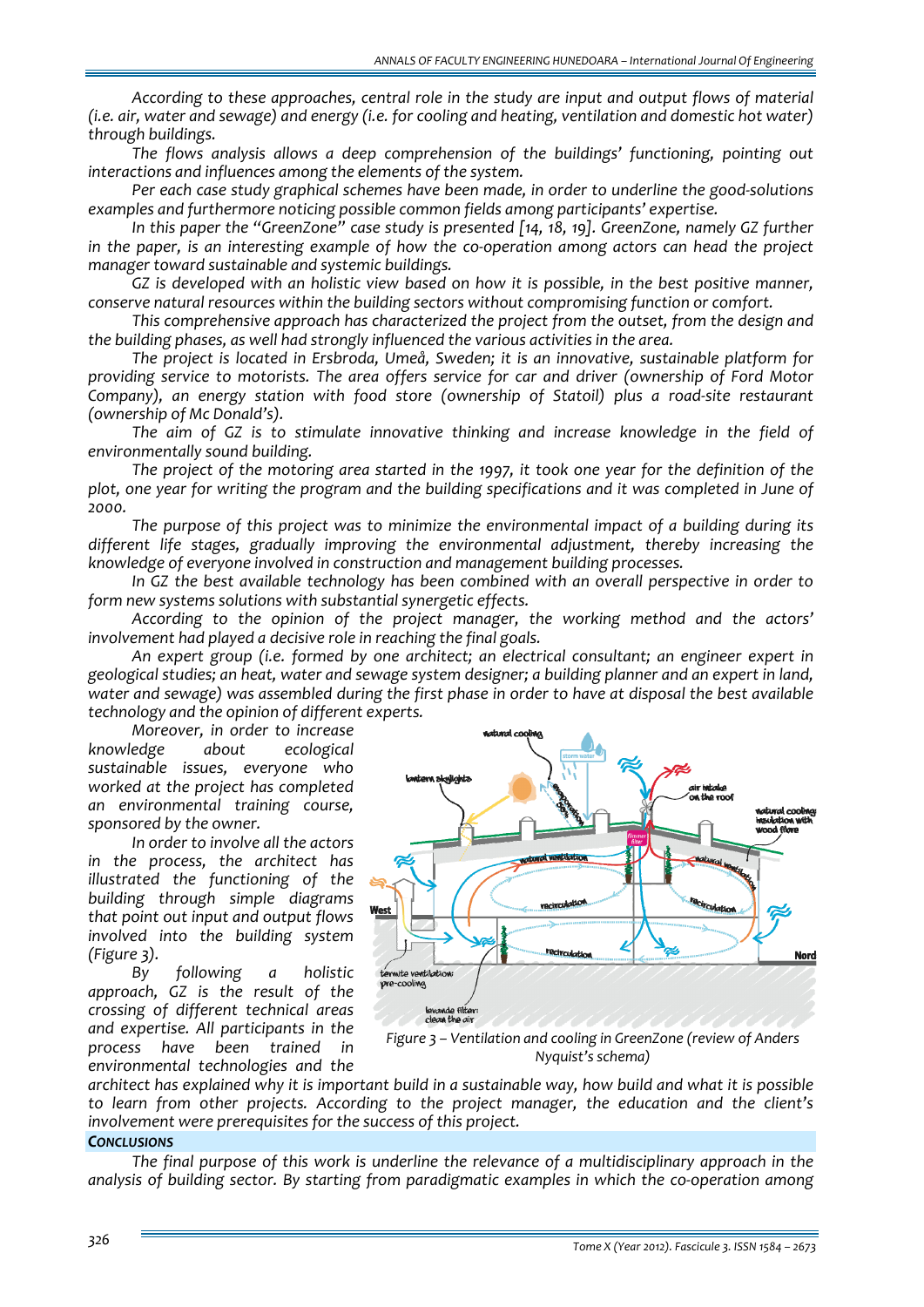*According to these approaches, central role in the study are input and output flows of material (i.e. air, water and sewage) and energy (i.e. for cooling and heating, ventilation and domestic hot water) through buildings.*

*The flows analysis allows a deep comprehension of the buildings' functioning, pointing out interactions and influences among the elements of the system.*

*Per each case study graphical schemes have been made, in order to underline the good-solutions examples and furthermore noticing possible common fields among participants' expertise.*

*In this paper the "GreenZone" case study is presented [14, 18, 19]. GreenZone, namely GZ further in the paper, is an interesting example of how the co-operation among actors can head the project manager toward sustainable and systemic buildings.*

*GZ is developed with an holistic view based on how it is possible, in the best positive manner, conserve natural resources within the building sectors without compromising function or comfort.*

*This comprehensive approach has characterized the project from the outset, from the design and the building phases, as well had strongly influenced the various activities in the area.*

*The project is located in Ersbroda, Umeå, Sweden; it is an innovative, sustainable platform for providing service to motorists. The area offers service for car and driver (ownership of Ford Motor Company), an energy station with food store (ownership of Statoil) plus a road-site restaurant (ownership of Mc Donald's).*

*The aim of GZ is to stimulate innovative thinking and increase knowledge in the field of environmentally sound building.*

*The project of the motoring area started in the 1997, it took one year for the definition of the plot, one year for writing the program and the building specifications and it was completed in June of 2000.*

*The purpose of this project was to minimize the environmental impact of a building during its different life stages, gradually improving the environmental adjustment, thereby increasing the knowledge of everyone involved in construction and management building processes.*

*In GZ the best available technology has been combined with an overall perspective in order to form new systems solutions with substantial synergetic effects.*

*According to the opinion of the project manager, the working method and the actors' involvement had played a decisive role in reaching the final goals.*

*An expert group (i.e. formed by one architect; an electrical consultant; an engineer expert in geological studies; an heat, water and sewage system designer; a building planner and an expert in land, water and sewage) was assembled during the first phase in order to have at disposal the best available technology and the opinion of different experts.*

*Moreover, in order to increase knowledge about ecological sustainable issues, everyone who worked at the project has completed an environmental training course, sponsored by the owner.*

*In order to involve all the actors in the process, the architect has illustrated the functioning of the building through simple diagrams that point out input and output flows involved into the building system (Figure 3).*

*Figure 3 – Ventilation and cooling in GreenZone (review of Anders Nyquist's schema)*

*By following a holistic approach, GZ is the result of the crossing of different technical areas and expertise. All participants in the process have been trained in environmental technologies and the architect has explained why it is important build in a sustainable way, how build and what it is possible to learn from other projects. According to the project manager, the education and the client's involvement were prerequisites for the success of this project.*

## CONCLUSIONS

*The final purpose of this work is underline the relevance of a multidisciplinary approach in the analysis of building sector. By starting from paradigmatic examples in which the co-operation among*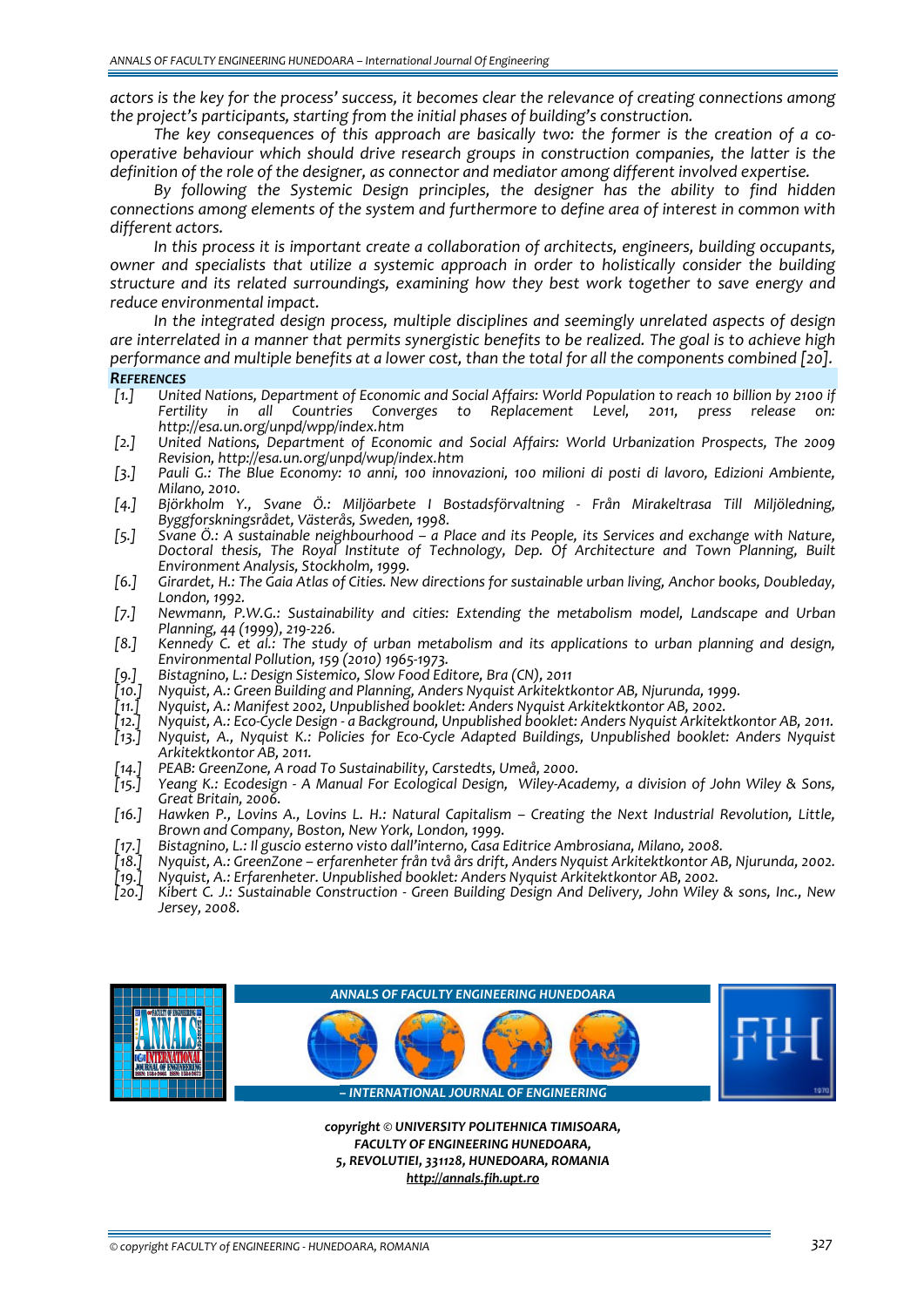*actors is the key for the process' success, it becomes clear the relevance of creating connections among the project's participants, starting from the initial phases of building's construction.*

*The key consequences of this approach are basically two: the former is the creation of a co-operative behaviour which should drive research groups in construction companies, the latter is the definition of the role of the designer, as connector and mediator among different involved expertise.*

*By following the Systemic Design principles, the designer has the ability to find hidden connections among elements of the system and furthermore to define area of interest in common with different actors.*

*In this process it is important create a collaboration of architects, engineers, building occupants, owner and specialists that utilize a systemic approach in order to holistically consider the building structure and its related surroundings, examining how they best work together to save energy and reduce environmental impact.*

*In the integrated design process, multiple disciplines and seemingly unrelated aspects of design are interrelated in a manner that permits synergistic benefits to be realized. The goal is to achieve high performance and multiple benefits at a lower cost, than the total for all the components combined [20].*

## REFERENCES

- [1.] United Nations, Department of Economic and Social Affairs: World Population to reach 10 billion by 2100 if Fertility in all Countries Converges to Replacement Level, 2011, press release on: http://esa.un.org/unpd/wpp/index.htm
- [2.] United Nations, Department of Economic and Social Affairs: World Urbanization Prospects, The 2009 Revision, http://esa.un.org/unpd/wup/index.htm
- [3.] Pauli G.: The Blue Economy: 10 anni, 100 innovazioni, 100 milioni di posti di lavoro, Edizioni Ambiente, Milano, 2010.
- [4.] Björkholm Y., Svane Ö.: Miljöarbete I Bostadsförvaltning - Från Mirakeltrasa Till Miljöledning, Byggforskningsrådet, Västerås, Sweden, 1998.
- [5.] Svane Ö.: A sustainable neighbourhood – a Place and its People, its Services and exchange with Nature, Doctoral thesis, The Royal Institute of Technology, Dep. Of Architecture and Town Planning, Built Environment Analysis, Stockholm, 1999.
- [6.] Girardet, H.: The Gaia Atlas of Cities. New directions for sustainable urban living, Anchor books, Doubleday, London, 1992.
- [7.] Newmann, P.W.G.: Sustainability and cities: Extending the metabolism model, Landscape and Urban Planning, 44 (1999), 219-226.
- [8.] Kennedy C. et al.: The study of urban metabolism and its applications to urban planning and design, Environmental Pollution, 159 (2010) 1965-1973.
- [9.] Bistagnino, L.: Design Sistemico, Slow Food Editore, Bra (CN), 2011
- [10.] Nyquist, A.: Green Building and Planning, Anders Nyquist Arkitektkontor AB, Njurunda, 1999.
- [11.] Nyquist, A.: Manifest 2002, Unpublished booklet: Anders Nyquist Arkitektkontor AB, 2002.
- [12.] Nyquist, A.: Eco-Cycle Design - a Background, Unpublished booklet: Anders Nyquist Arkitektkontor AB, 2011.
- [13.] Nyquist, A., Nyquist K.: Policies for Eco-Cycle Adapted Buildings, Unpublished booklet: Anders Nyquist Arkitektkontor AB, 2011.
- [14.] PEAB: GreenZone, A road To Sustainability, Carstedts, Umeå, 2000.
- [15.] Yeang K.: Ecodesign - A Manual For Ecological Design, Wiley-Academy, a division of John Wiley & Sons, Great Britain, 2006.
- [16.] Hawken P., Lovins A., Lovins L. H.: Natural Capitalism – Creating the Next Industrial Revolution, Little, Brown and Company, Boston, New York, London, 1999.
- [17.] Bistagnino, L.: Il guscio esterno visto dall'interno, Casa Editrice Ambrosiana, Milano, 2008.
- [18.] Nyquist, A.: GreenZone – erfarenheter från två års drift, Anders Nyquist Arkitektkontor AB, Njurunda, 2002.
- [19.] Nyquist, A.: Erfarenheter. Unpublished booklet: Anders Nyquist Arkitektkontor AB, 2002.
- [20.] Kibert C. J.: Sustainable Construction - Green Building Design And Delivery, John Wiley & sons, Inc., New Jersey, 2008.

ANNALS OF FACULTY ENGINEERING HUNEDOARA

– INTERNATIONAL JOURNAL OF ENGINEERING

*copyright © UNIVERSITY POLITEHNICA TIMISOARA,*
*FACULTY OF ENGINEERING HUNEDOARA,*
*5, REVOLUTIEI, 331128, HUNEDOARA, ROMANIA*
*http://annals.fih.upt.ro*